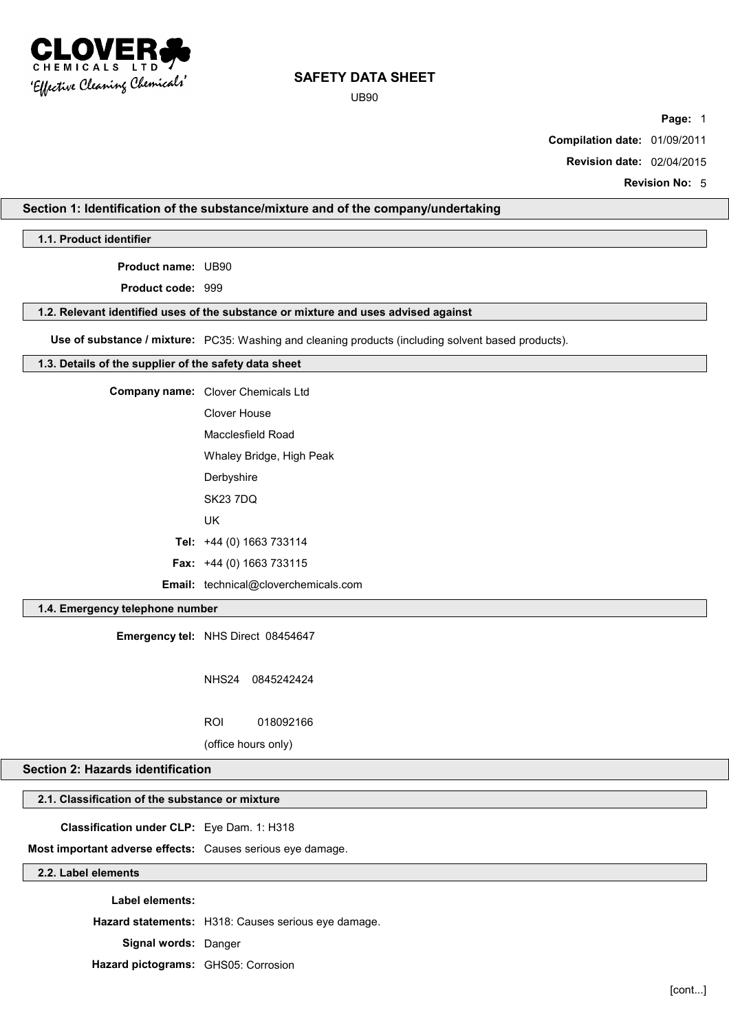# SAFETY DATA SHEET

UB90

**Page:** 1

**Compilation date:** 01/09/2011

**Revision date:** 02/04/2015

**Revision No:** 5

## Section 1: Identification of the substance/mixture and of the company/undertaking

### 1.1. Product identifier

**Product name:** UB90

**Product code:** 999

### 1.2. Relevant identified uses of the substance or mixture and uses advised against

**Use of substance / mixture:** PC35: Washing and cleaning products (including solvent based products).

### 1.3. Details of the supplier of the safety data sheet

**Company name:** Clover Chemicals Ltd

Clover House

Macclesfield Road

Whaley Bridge, High Peak

Derbyshire

SK23 7DQ

UK

**Tel:** +44 (0) 1663 733114

**Fax:** +44 (0) 1663 733115

**Email:** technical@cloverchemicals.com

### 1.4. Emergency telephone number

**Emergency tel:** NHS Direct 08454647

NHS24 0845242424

ROI 018092166

(office hours only)

## Section 2: Hazards identification

### 2.1. Classification of the substance or mixture

**Classification under CLP:** Eye Dam. 1: H318

**Most important adverse effects:** Causes serious eye damage.

### 2.2. Label elements

**Label elements:**

**Hazard statements:** H318: Causes serious eye damage.

**Signal words:** Danger

**Hazard pictograms:** GHS05: Corrosion

[cont...]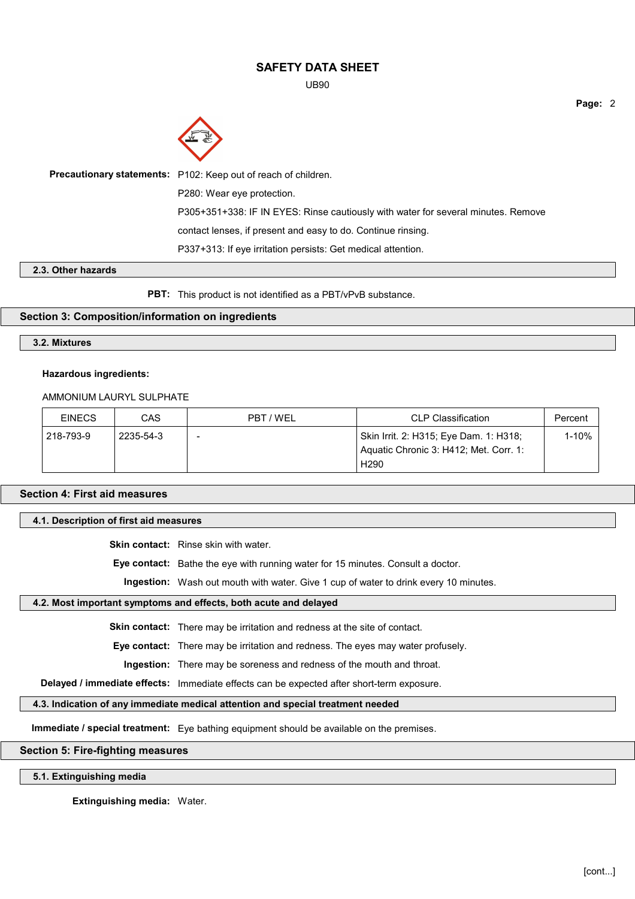**Precautionary statements:** P102: Keep out of reach of children.

P280: Wear eye protection.

P305+351+338: IF IN EYES: Rinse cautiously with water for several minutes. Remove contact lenses, if present and easy to do. Continue rinsing.

P337+313: If eye irritation persists: Get medical attention.

### 2.3. Other hazards

**PBT:** This product is not identified as a PBT/vPvB substance.

## Section 3: Composition/information on ingredients

### 3.2. Mixtures

**Hazardous ingredients:**

AMMONIUM LAURYL SULPHATE

| EINECS | CAS | PBT / WEL | CLP Classification | Percent |
|---|---|---|---|---|
| 218-793-9 | 2235-54-3 | - | Skin Irrit. 2: H315; Eye Dam. 1: H318; Aquatic Chronic 3: H412; Met. Corr. 1: H290 | 1-10% |

## Section 4: First aid measures

### 4.1. Description of first aid measures

**Skin contact:** Rinse skin with water.

**Eye contact:** Bathe the eye with running water for 15 minutes. Consult a doctor.

**Ingestion:** Wash out mouth with water. Give 1 cup of water to drink every 10 minutes.

### 4.2. Most important symptoms and effects, both acute and delayed

**Skin contact:** There may be irritation and redness at the site of contact.

**Eye contact:** There may be irritation and redness. The eyes may water profusely.

**Ingestion:** There may be soreness and redness of the mouth and throat.

**Delayed / immediate effects:** Immediate effects can be expected after short-term exposure.

### 4.3. Indication of any immediate medical attention and special treatment needed

**Immediate / special treatment:** Eye bathing equipment should be available on the premises.

## Section 5: Fire-fighting measures

### 5.1. Extinguishing media

**Extinguishing media:** Water.

[cont...]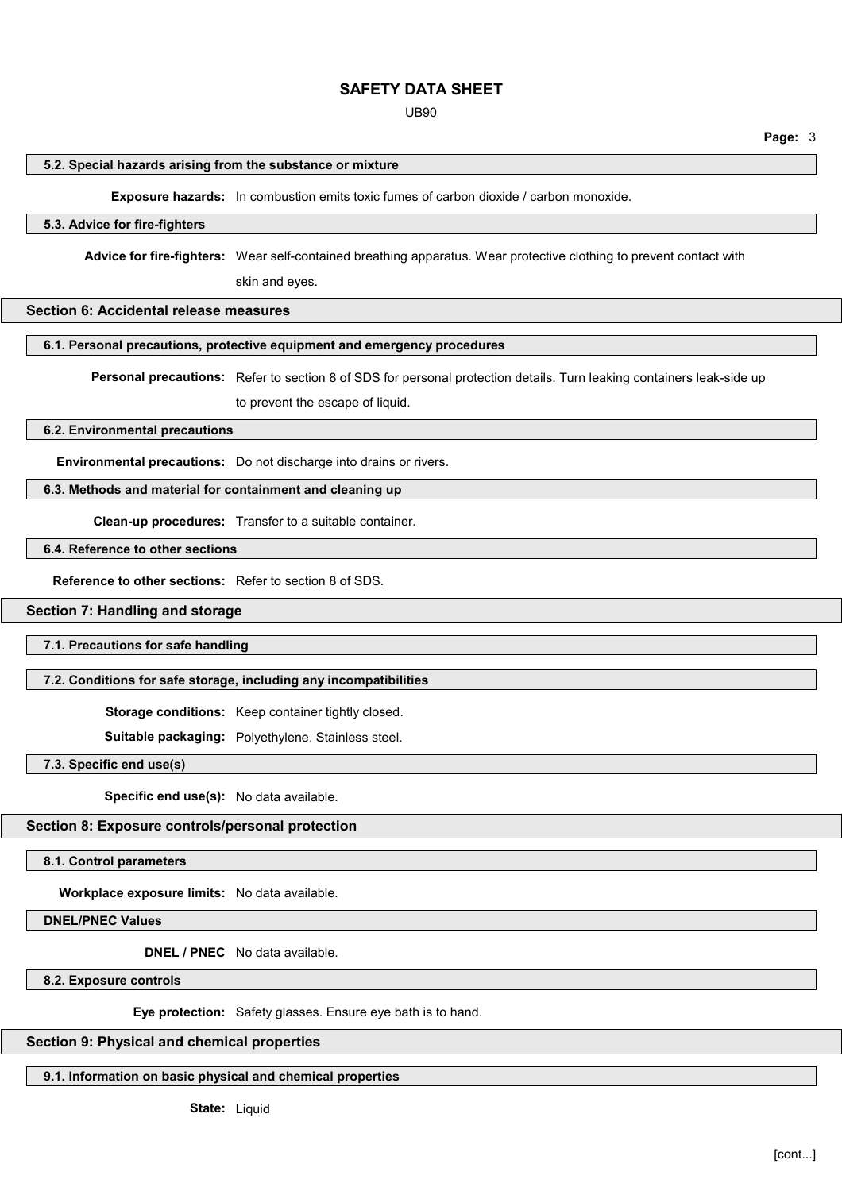### 5.2. Special hazards arising from the substance or mixture

**Exposure hazards:** In combustion emits toxic fumes of carbon dioxide / carbon monoxide.

### 5.3. Advice for fire-fighters

**Advice for fire-fighters:** Wear self-contained breathing apparatus. Wear protective clothing to prevent contact with skin and eyes.

## Section 6: Accidental release measures

### 6.1. Personal precautions, protective equipment and emergency procedures

**Personal precautions:** Refer to section 8 of SDS for personal protection details. Turn leaking containers leak-side up to prevent the escape of liquid.

### 6.2. Environmental precautions

**Environmental precautions:** Do not discharge into drains or rivers.

### 6.3. Methods and material for containment and cleaning up

**Clean-up procedures:** Transfer to a suitable container.

### 6.4. Reference to other sections

**Reference to other sections:** Refer to section 8 of SDS.

## Section 7: Handling and storage

### 7.1. Precautions for safe handling

### 7.2. Conditions for safe storage, including any incompatibilities

**Storage conditions:** Keep container tightly closed.

**Suitable packaging:** Polyethylene. Stainless steel.

### 7.3. Specific end use(s)

**Specific end use(s):** No data available.

## Section 8: Exposure controls/personal protection

### 8.1. Control parameters

**Workplace exposure limits:** No data available.

### DNEL/PNEC Values

**DNEL / PNEC** No data available.

### 8.2. Exposure controls

**Eye protection:** Safety glasses. Ensure eye bath is to hand.

## Section 9: Physical and chemical properties

### 9.1. Information on basic physical and chemical properties

**State:** Liquid

[cont...]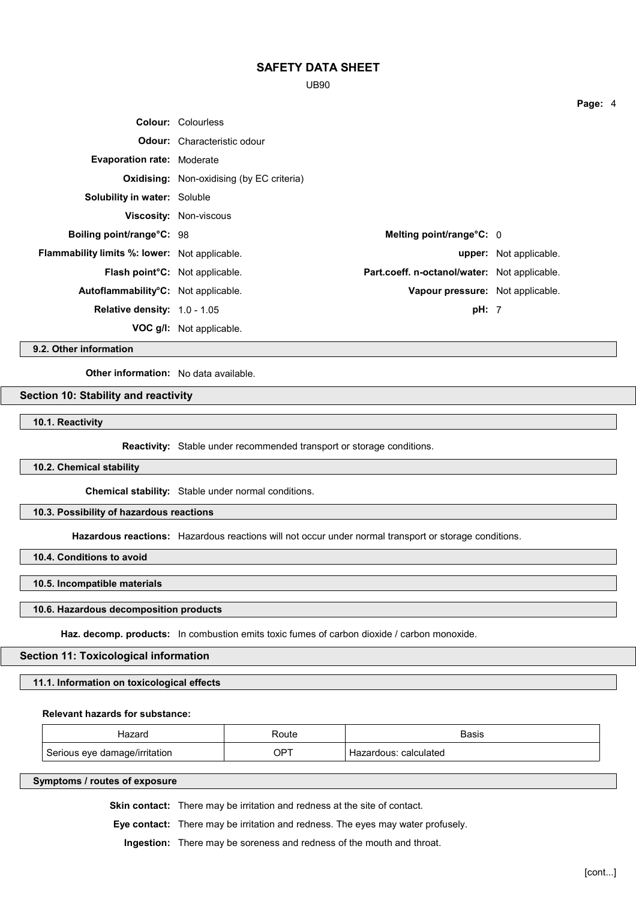**Colour:** Colourless

**Odour:** Characteristic odour

**Evaporation rate:** Moderate

**Oxidising:** Non-oxidising (by EC criteria)

**Solubility in water:** Soluble

**Viscosity:** Non-viscous

**Boiling point/range°C:** 98

**Melting point/range°C:** 0

**Flammability limits %: lower:** Not applicable.

**upper:** Not applicable.

**Flash point°C:** Not applicable.

**Part.coeff. n-octanol/water:** Not applicable.

**Autoflammability°C:** Not applicable.

**Vapour pressure:** Not applicable.

**Relative density:** 1.0 - 1.05

**pH:** 7

**VOC g/l:** Not applicable.

### 9.2. Other information

**Other information:** No data available.

## Section 10: Stability and reactivity

### 10.1. Reactivity

**Reactivity:** Stable under recommended transport or storage conditions.

### 10.2. Chemical stability

**Chemical stability:** Stable under normal conditions.

### 10.3. Possibility of hazardous reactions

**Hazardous reactions:** Hazardous reactions will not occur under normal transport or storage conditions.

### 10.4. Conditions to avoid

### 10.5. Incompatible materials

### 10.6. Hazardous decomposition products

**Haz. decomp. products:** In combustion emits toxic fumes of carbon dioxide / carbon monoxide.

## Section 11: Toxicological information

### 11.1. Information on toxicological effects

**Relevant hazards for substance:**

| Hazard | Route | Basis |
| --- | --- | --- |
| Serious eye damage/irritation | OPT | Hazardous: calculated |

### Symptoms / routes of exposure

**Skin contact:** There may be irritation and redness at the site of contact.

**Eye contact:** There may be irritation and redness. The eyes may water profusely.

**Ingestion:** There may be soreness and redness of the mouth and throat.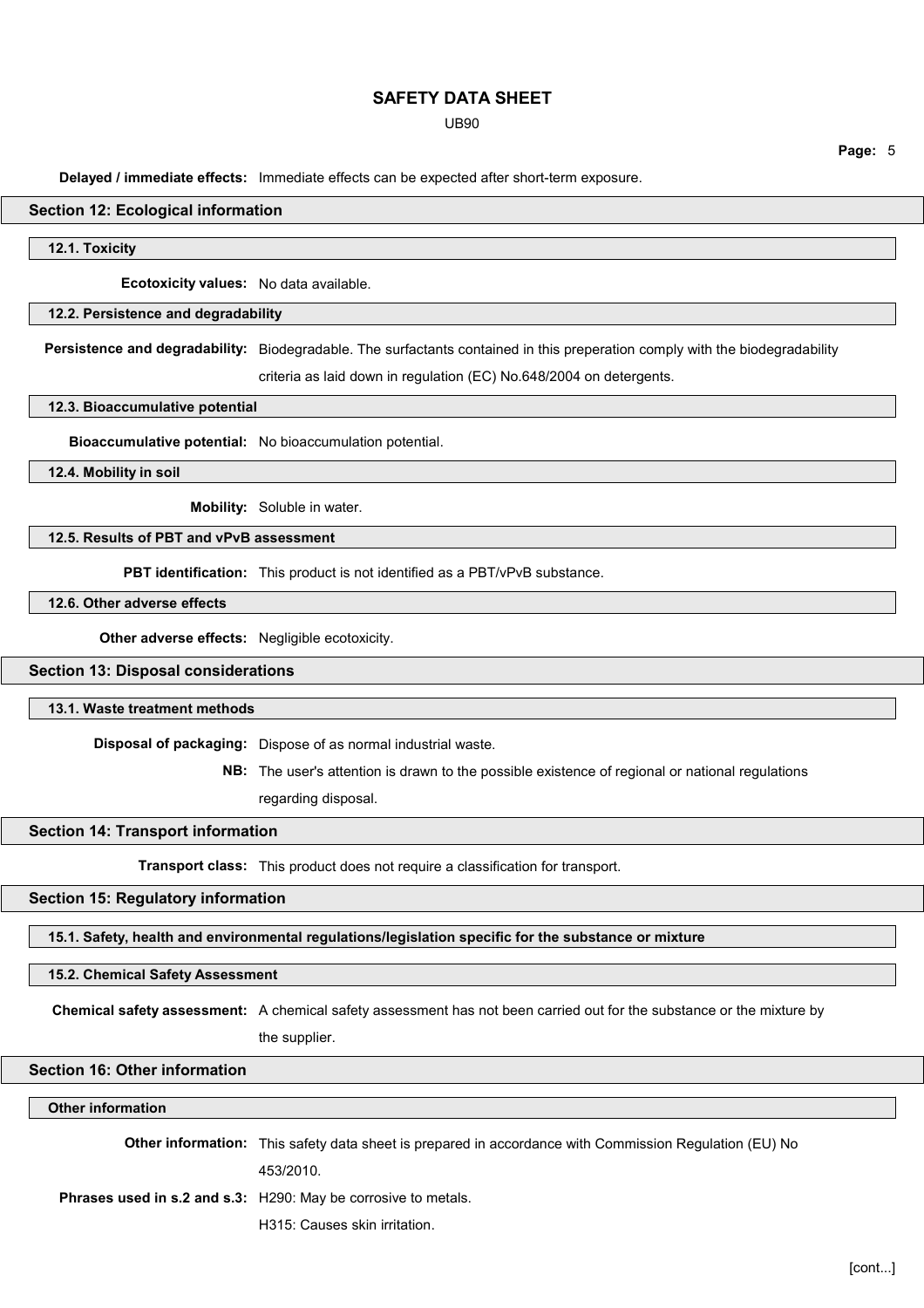**Delayed / immediate effects:** Immediate effects can be expected after short-term exposure.

## Section 12: Ecological information

### 12.1. Toxicity

**Ecotoxicity values:** No data available.

### 12.2. Persistence and degradability

**Persistence and degradability:** Biodegradable. The surfactants contained in this preperation comply with the biodegradability criteria as laid down in regulation (EC) No.648/2004 on detergents.

### 12.3. Bioaccumulative potential

**Bioaccumulative potential:** No bioaccumulation potential.

### 12.4. Mobility in soil

**Mobility:** Soluble in water.

### 12.5. Results of PBT and vPvB assessment

**PBT identification:** This product is not identified as a PBT/vPvB substance.

### 12.6. Other adverse effects

**Other adverse effects:** Negligible ecotoxicity.

## Section 13: Disposal considerations

### 13.1. Waste treatment methods

**Disposal of packaging:** Dispose of as normal industrial waste.

**NB:** The user's attention is drawn to the possible existence of regional or national regulations regarding disposal.

## Section 14: Transport information

**Transport class:** This product does not require a classification for transport.

## Section 15: Regulatory information

### 15.1. Safety, health and environmental regulations/legislation specific for the substance or mixture

### 15.2. Chemical Safety Assessment

**Chemical safety assessment:** A chemical safety assessment has not been carried out for the substance or the mixture by the supplier.

## Section 16: Other information

### Other information

**Other information:** This safety data sheet is prepared in accordance with Commission Regulation (EU) No 453/2010.

**Phrases used in s.2 and s.3:** H290: May be corrosive to metals.

H315: Causes skin irritation.

[cont...]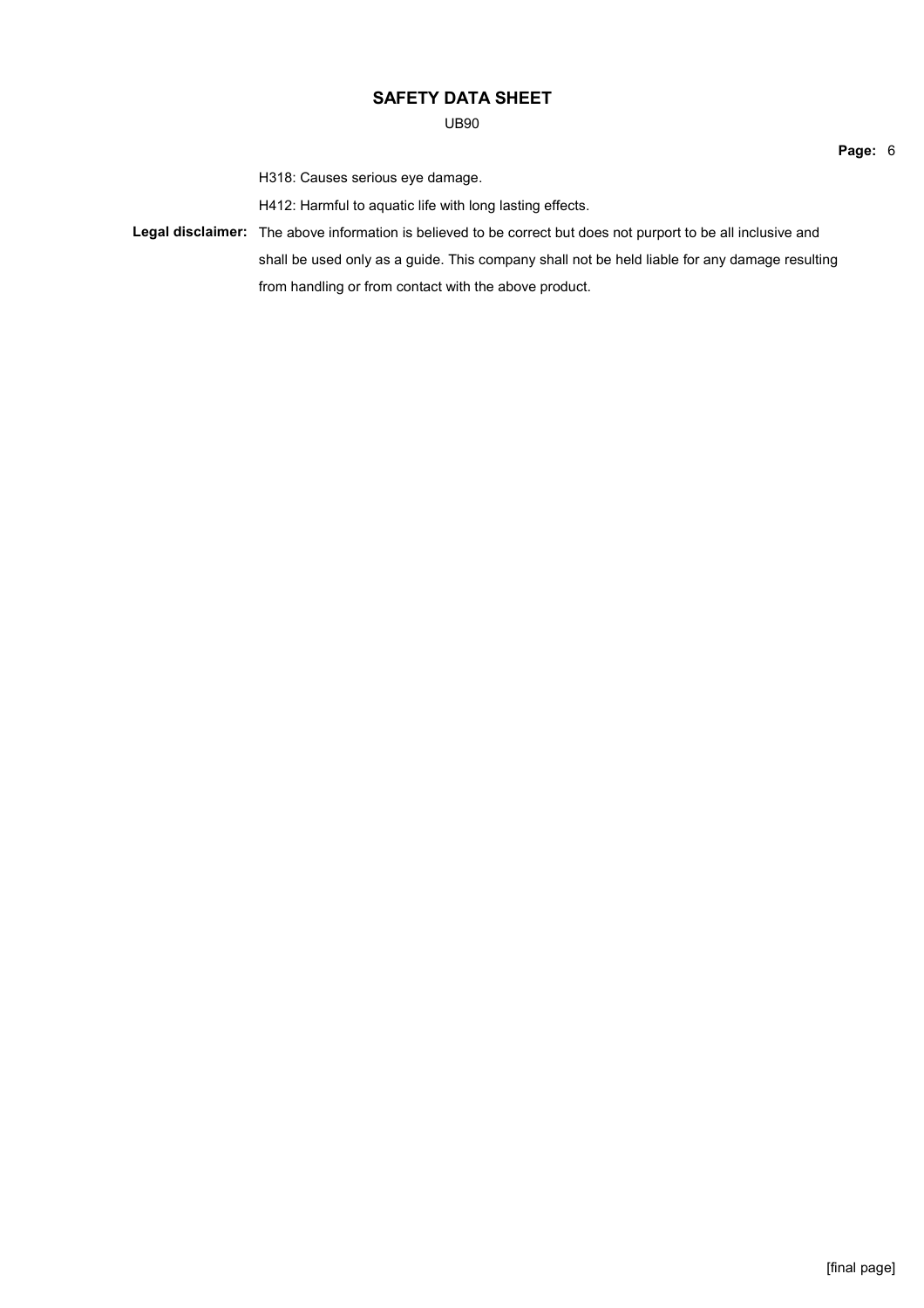H318: Causes serious eye damage.

H412: Harmful to aquatic life with long lasting effects.

**Legal disclaimer:** The above information is believed to be correct but does not purport to be all inclusive and shall be used only as a guide. This company shall not be held liable for any damage resulting from handling or from contact with the above product.

[final page]